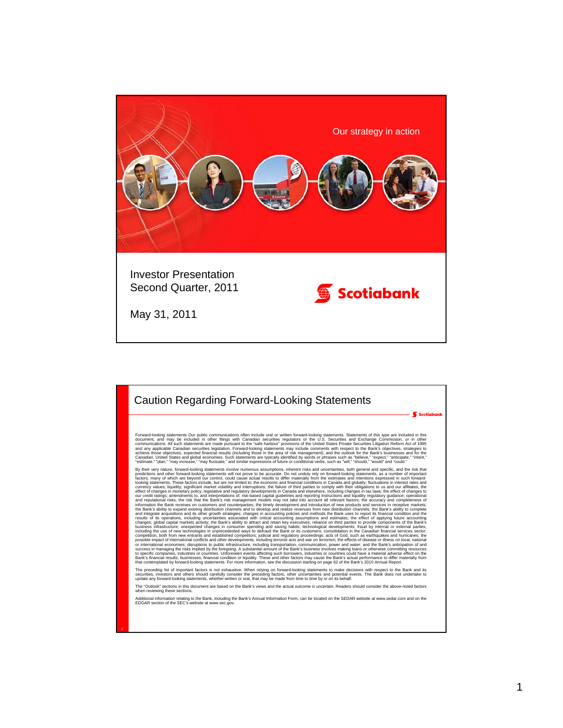Our strategy in action

# Investor Presentation
# Second Quarter, 2011

Scotiabank

May 31, 2011

## Caution Regarding Forward-Looking Statements

Forward-looking statements Our public communications often include oral or written forward-looking statements. Statements of this type are included in this document, and may be included in other filings with Canadian securities regulators or the U.S. Securities and Exchange Commission, or in other communications. All such statements are made pursuant to the "safe harbour" provisions of the United States Private Securities Litigation Reform Act of 1995 and any applicable Canadian securities legislation. Forward-looking statements may include comments with respect to the Bank's objectives, strategies to achieve those objectives, expected financial results (including those in the area of risk management), and the outlook for the Bank's businesses and for the Canadian, United States and global economies. Such statements are typically identified by words or phrases such as "believe," "expect," "anticipate," "intent," "estimate," "plan," "may increase," "may fluctuate," and similar expressions of future or conditional verbs, such as "will," "should," "would" and "could."

By their very nature, forward-looking statements involve numerous assumptions, inherent risks and uncertainties, both general and specific, and the risk that predictions and other forward-looking statements will not prove to be accurate. Do not unduly rely on forward-looking statements, as a number of important factors, many of which are beyond our control, could cause actual results to differ materially from the estimates and intentions expressed in such forward-looking statements. These factors include, but are not limited to: the economic and financial conditions in Canada and globally; fluctuations in interest rates and currency values; liquidity; significant market volatility and interruptions; the failure of third parties to comply with their obligations to us and our affiliates; the effect of changes in monetary policy; legislative and regulatory developments in Canada and elsewhere, including changes in tax laws; the effect of changes to our credit ratings; amendments to, and interpretations of, risk-based capital guidelines and reporting instructions and liquidity regulatory guidance; operational and reputational risks; the risk that the Bank's risk management models may not take into account all relevant factors; the accuracy and completeness of information the Bank receives on customers and counterparties; the timely development and introduction of new products and services in receptive markets; the Bank's ability to expand existing distribution channels and to develop and realize revenues from new distribution channels; the Bank's ability to complete and integrate acquisitions and its other growth strategies; changes in accounting policies and methods the Bank uses to report its financial condition and the results of its operations, including uncertainties associated with critical accounting assumptions and estimates; the effect of applying future accounting changes; global capital markets activity; the Bank's ability to attract and retain key executives; reliance on third parties to provide components of the Bank's business infrastructure; unexpected changes in consumer spending and saving habits; technological developments; fraud by internal or external parties, including the use of new technologies in unprecedented ways to defraud the Bank or its customers; consolidation in the Canadian financial services sector; competition, both from new entrants and established competitors; judicial and regulatory proceedings; acts of God, such as earthquakes and hurricanes; the possible impact of international conflicts and other developments, including terrorist acts and war on terrorism; the effects of disease or illness on local, national or international economies; disruptions to public infrastructure, including transportation, communication, power and water; and the Bank's anticipation of and success in managing the risks implied by the foregoing. A substantial amount of the Bank's business involves making loans or otherwise committing resources to specific companies, industries or countries. Unforeseen events affecting such borrowers, industries or countries could have a material adverse effect on the Bank's financial results, businesses, financial condition or liquidity. These and other factors may cause the Bank's actual performance to differ materially from that contemplated by forward-looking statements. For more information, see the discussion starting on page 62 of the Bank's 2010 Annual Report.

The preceding list of important factors is not exhaustive. When relying on forward-looking statements to make decisions with respect to the Bank and its securities, investors and others should carefully consider the preceding factors, other uncertainties and potential events. The Bank does not undertake to update any forward-looking statements, whether written or oral, that may be made from time to time by or on its behalf.

The "Outlook" sections in this document are based on the Bank's views and the actual outcome is uncertain. Readers should consider the above-noted factors when reviewing these sections.

Additional information relating to the Bank, including the Bank's Annual Information Form, can be located on the SEDAR website at www.sedar.com and on the EDGAR section of the SEC's website at www.sec.gov.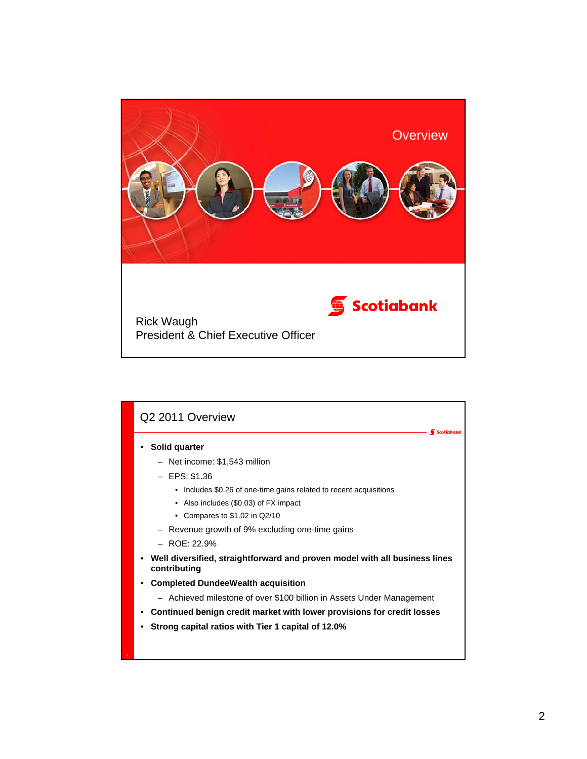# Overview

Rick Waugh
President & Chief Executive Officer

## Q2 2011 Overview

- **Solid quarter**
  - Net income: $1,543 million
  - EPS: $1.36
    - Includes $0.26 of one-time gains related to recent acquisitions
    - Also includes ($0.03) of FX impact
    - Compares to $1.02 in Q2/10
  - Revenue growth of 9% excluding one-time gains
  - ROE: 22.9%
- **Well diversified, straightforward and proven model with all business lines contributing**
- **Completed DundeeWealth acquisition**
  - Achieved milestone of over $100 billion in Assets Under Management
- **Continued benign credit market with lower provisions for credit losses**
- **Strong capital ratios with Tier 1 capital of 12.0%**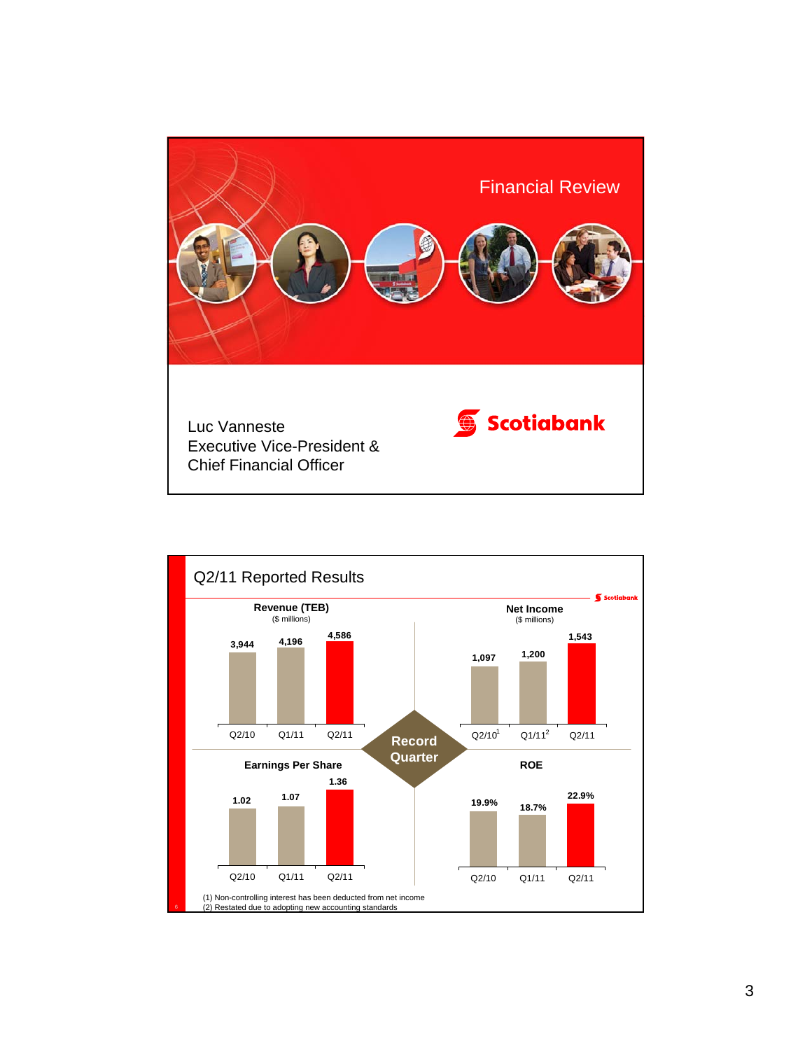# Financial Review

Luc Vanneste
Executive Vice-President &
Chief Financial Officer

Scotiabank

## Q2/11 Reported Results

**Record Quarter**

**Revenue (TEB)** ($ millions)

| Q2/10 | Q1/11 | Q2/11 |
|---|---|---|
| 3,944 | 4,196 | 4,586 |

**Net Income** ($ millions)

| Q2/10[1] | Q1/11[2] | Q2/11 |
|---|---|---|
| 1,097 | 1,200 | 1,543 |

**Earnings Per Share**

| Q2/10 | Q1/11 | Q2/11 |
|---|---|---|
| 1.02 | 1.07 | 1.36 |

**ROE**

| Q2/10 | Q1/11 | Q2/11 |
|---|---|---|
| 19.9% | 18.7% | 22.9% |

(1) Non-controlling interest has been deducted from net income
(2) Restated due to adopting new accounting standards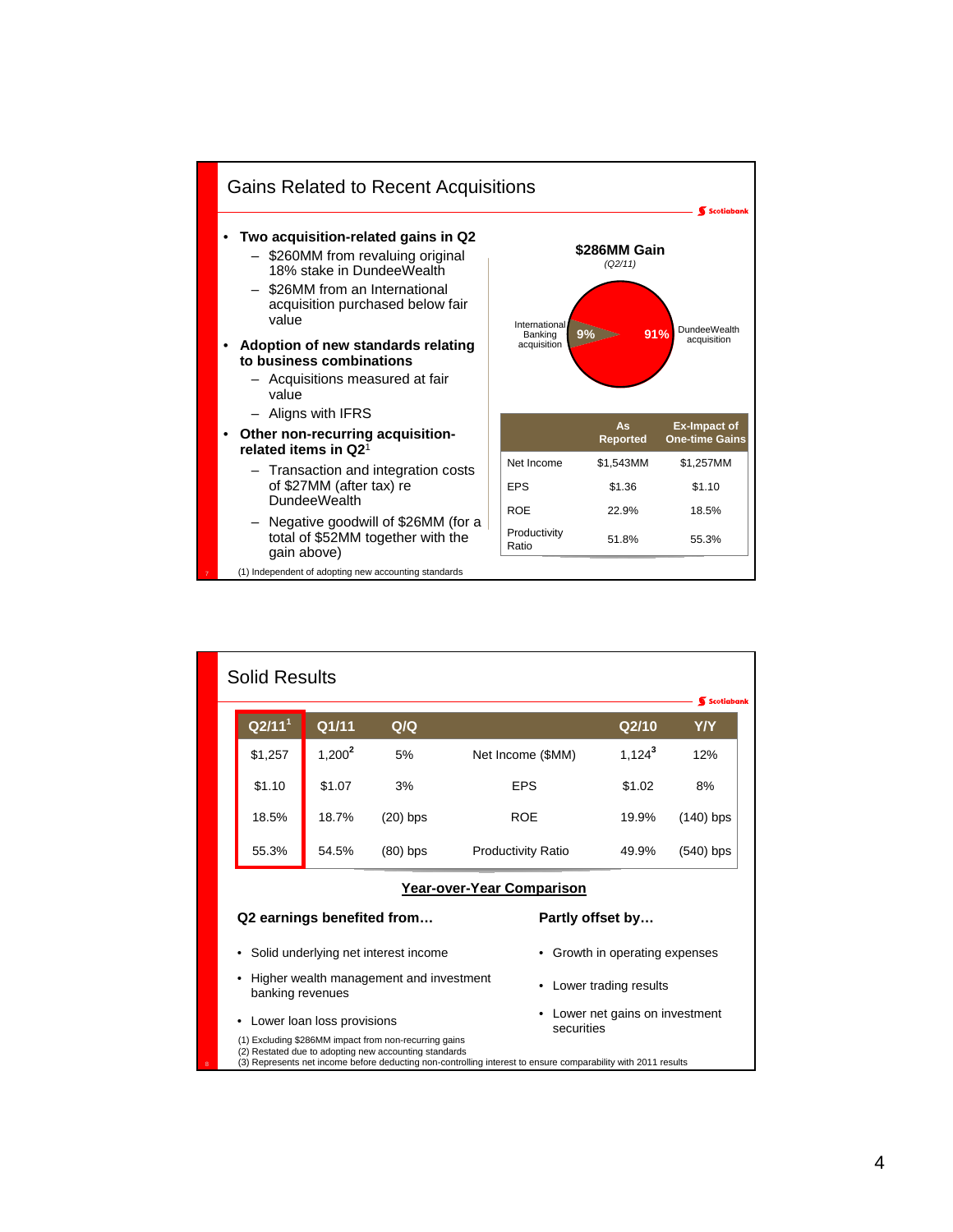## Gains Related to Recent Acquisitions

- **Two acquisition-related gains in Q2**
  - $260MM from revaluing original 18% stake in DundeeWealth
  - $26MM from an International acquisition purchased below fair value
- **Adoption of new standards relating to business combinations**
  - Acquisitions measured at fair value
  - Aligns with IFRS
- **Other non-recurring acquisition-related items in Q2**[1]
  - Transaction and integration costs of $27MM (after tax) re DundeeWealth
  - Negative goodwill of $26MM (for a total of $52MM together with the gain above)

**$286MM Gain**
*(Q2/11)*

- International Banking acquisition: 9%
- DundeeWealth acquisition: 91%

| | As Reported | Ex-Impact of One-time Gains |
|---|---|---|
| Net Income | $1,543MM | $1,257MM |
| EPS | $1.36 | $1.10 |
| ROE | 22.9% | 18.5% |
| Productivity Ratio | 51.8% | 55.3% |

(1) Independent of adopting new accounting standards

## Solid Results

| Q2/11[1] | Q1/11 | Q/Q | | Q2/10 | Y/Y |
|---|---|---|---|---|---|
| $1,257 | 1,200[2] | 5% | Net Income ($MM) | 1,124[3] | 12% |
| $1.10 | $1.07 | 3% | EPS | $1.02 | 8% |
| 18.5% | 18.7% | (20) bps | ROE | 19.9% | (140) bps |
| 55.3% | 54.5% | (80) bps | Productivity Ratio | 49.9% | (540) bps |

**Year-over-Year Comparison**

**Q2 earnings benefited from…**

- Solid underlying net interest income
- Higher wealth management and investment banking revenues
- Lower loan loss provisions

**Partly offset by…**

- Growth in operating expenses
- Lower trading results
- Lower net gains on investment securities

(1) Excluding $286MM impact from non-recurring gains
(2) Restated due to adopting new accounting standards
(3) Represents net income before deducting non-controlling interest to ensure comparability with 2011 results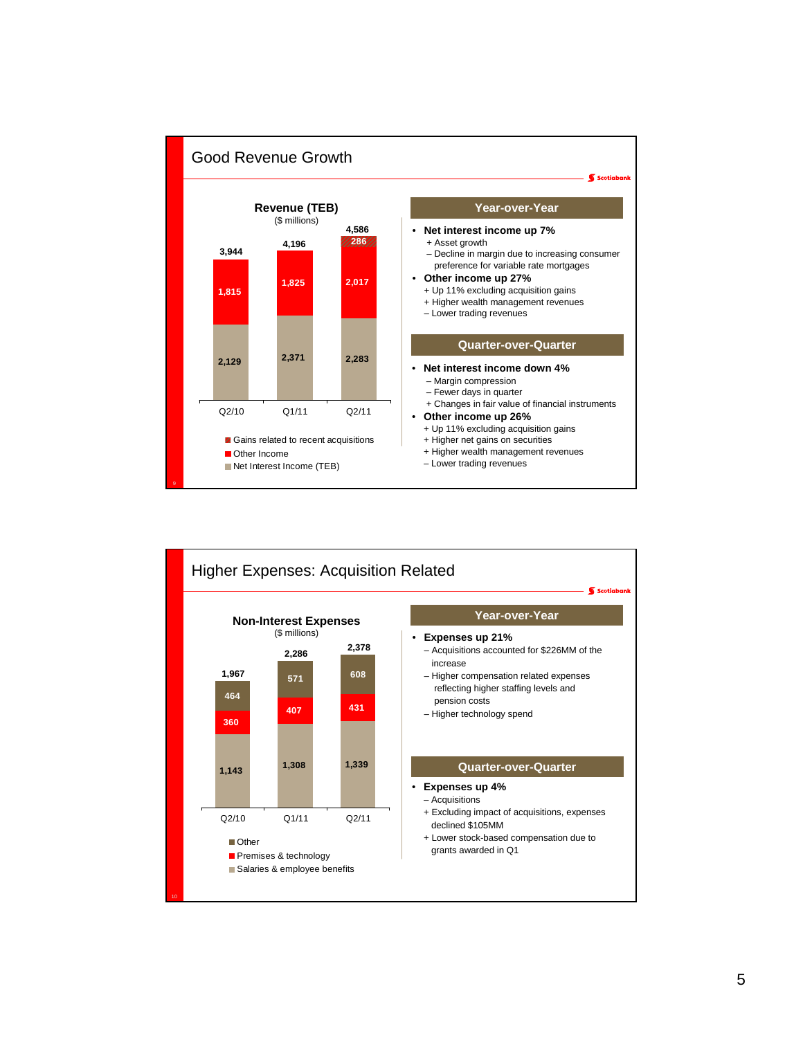## Good Revenue Growth

**Revenue (TEB)**
($ millions)

| | Q2/10 | Q1/11 | Q2/11 |
|---|---|---|---|
| Gains related to recent acquisitions | | | 286 |
| Other Income | 1,815 | 1,825 | 2,017 |
| Net Interest Income (TEB) | 2,129 | 2,371 | 2,283 |
| Total | 3,944 | 4,196 | 4,586 |

### Year-over-Year

- **Net interest income up 7%**
  - \+ Asset growth
  - – Decline in margin due to increasing consumer preference for variable rate mortgages
- **Other income up 27%**
  - \+ Up 11% excluding acquisition gains
  - \+ Higher wealth management revenues
  - – Lower trading revenues

### Quarter-over-Quarter

- **Net interest income down 4%**
  - – Margin compression
  - – Fewer days in quarter
  - \+ Changes in fair value of financial instruments
- **Other income up 26%**
  - \+ Up 11% excluding acquisition gains
  - \+ Higher net gains on securities
  - \+ Higher wealth management revenues
  - – Lower trading revenues

## Higher Expenses: Acquisition Related

**Non-Interest Expenses**
($ millions)

| | Q2/10 | Q1/11 | Q2/11 |
|---|---|---|---|
| Other | 464 | 571 | 608 |
| Premises & technology | 360 | 407 | 431 |
| Salaries & employee benefits | 1,143 | 1,308 | 1,339 |
| Total | 1,967 | 2,286 | 2,378 |

### Year-over-Year

- **Expenses up 21%**
  - – Acquisitions accounted for $226MM of the increase
  - – Higher compensation related expenses reflecting higher staffing levels and pension costs
  - – Higher technology spend

### Quarter-over-Quarter

- **Expenses up 4%**
  - – Acquisitions
  - \+ Excluding impact of acquisitions, expenses declined $105MM
  - \+ Lower stock-based compensation due to grants awarded in Q1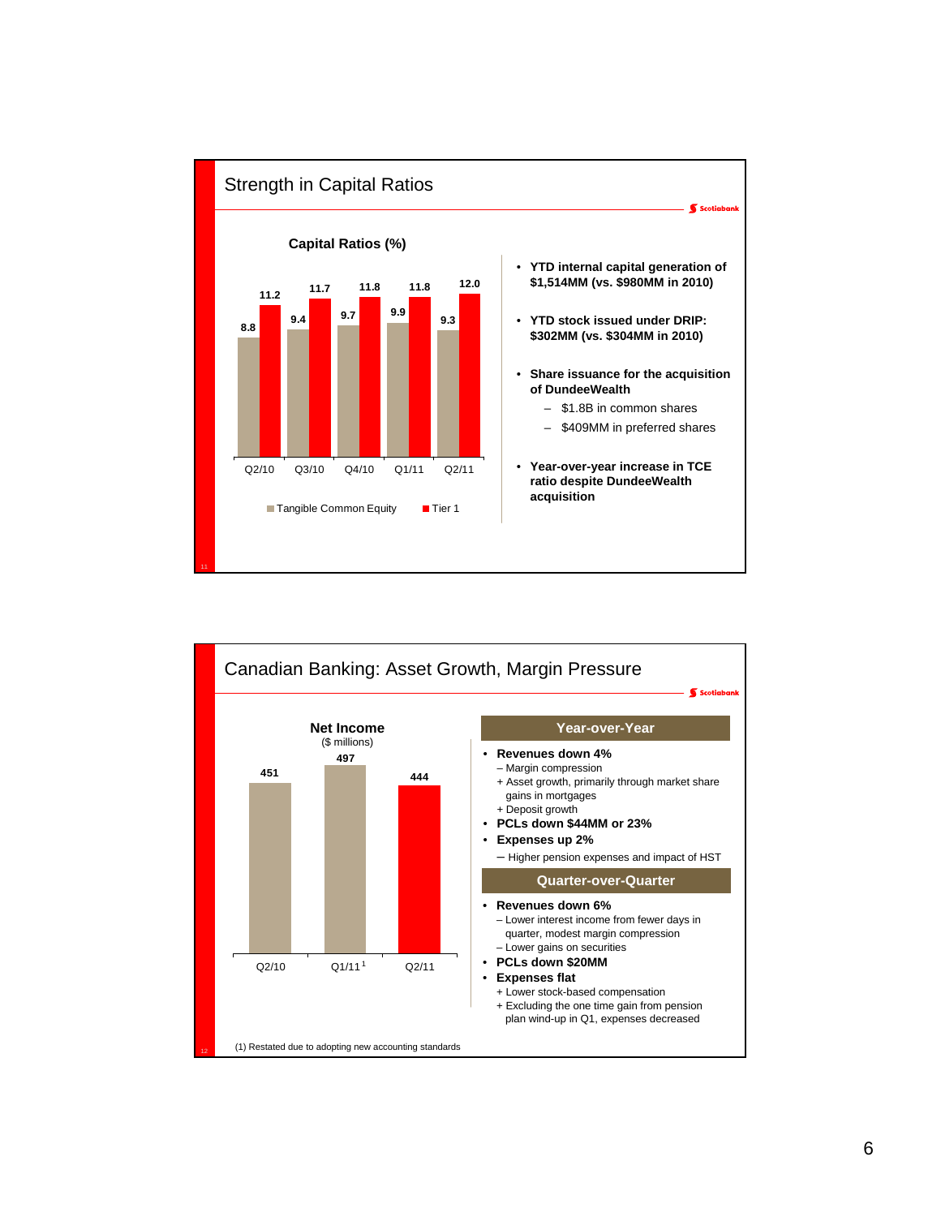## Strength in Capital Ratios

**Capital Ratios (%)**

| | Q2/10 | Q3/10 | Q4/10 | Q1/11 | Q2/11 |
|---|---|---|---|---|---|
| Tangible Common Equity | 8.8 | 9.4 | 9.7 | 9.9 | 9.3 |
| Tier 1 | 11.2 | 11.7 | 11.8 | 11.8 | 12.0 |

- **YTD internal capital generation of $1,514MM (vs. $980MM in 2010)**
- **YTD stock issued under DRIP: $302MM (vs. $304MM in 2010)**
- **Share issuance for the acquisition of DundeeWealth**
  - $1.8B in common shares
  - $409MM in preferred shares
- **Year-over-year increase in TCE ratio despite DundeeWealth acquisition**

## Canadian Banking: Asset Growth, Margin Pressure

**Net Income**
($ millions)

| Q2/10 | Q1/11[1] | Q2/11 |
|---|---|---|
| 451 | 497 | 444 |

### Year-over-Year

- **Revenues down 4%**
  - – Margin compression
  - + Asset growth, primarily through market share gains in mortgages
  - + Deposit growth
- **PCLs down $44MM or 23%**
- **Expenses up 2%**
  - – Higher pension expenses and impact of HST

### Quarter-over-Quarter

- **Revenues down 6%**
  - – Lower interest income from fewer days in quarter, modest margin compression
  - – Lower gains on securities
- **PCLs down $20MM**
- **Expenses flat**
  - + Lower stock-based compensation
  - + Excluding the one time gain from pension plan wind-up in Q1, expenses decreased

(1) Restated due to adopting new accounting standards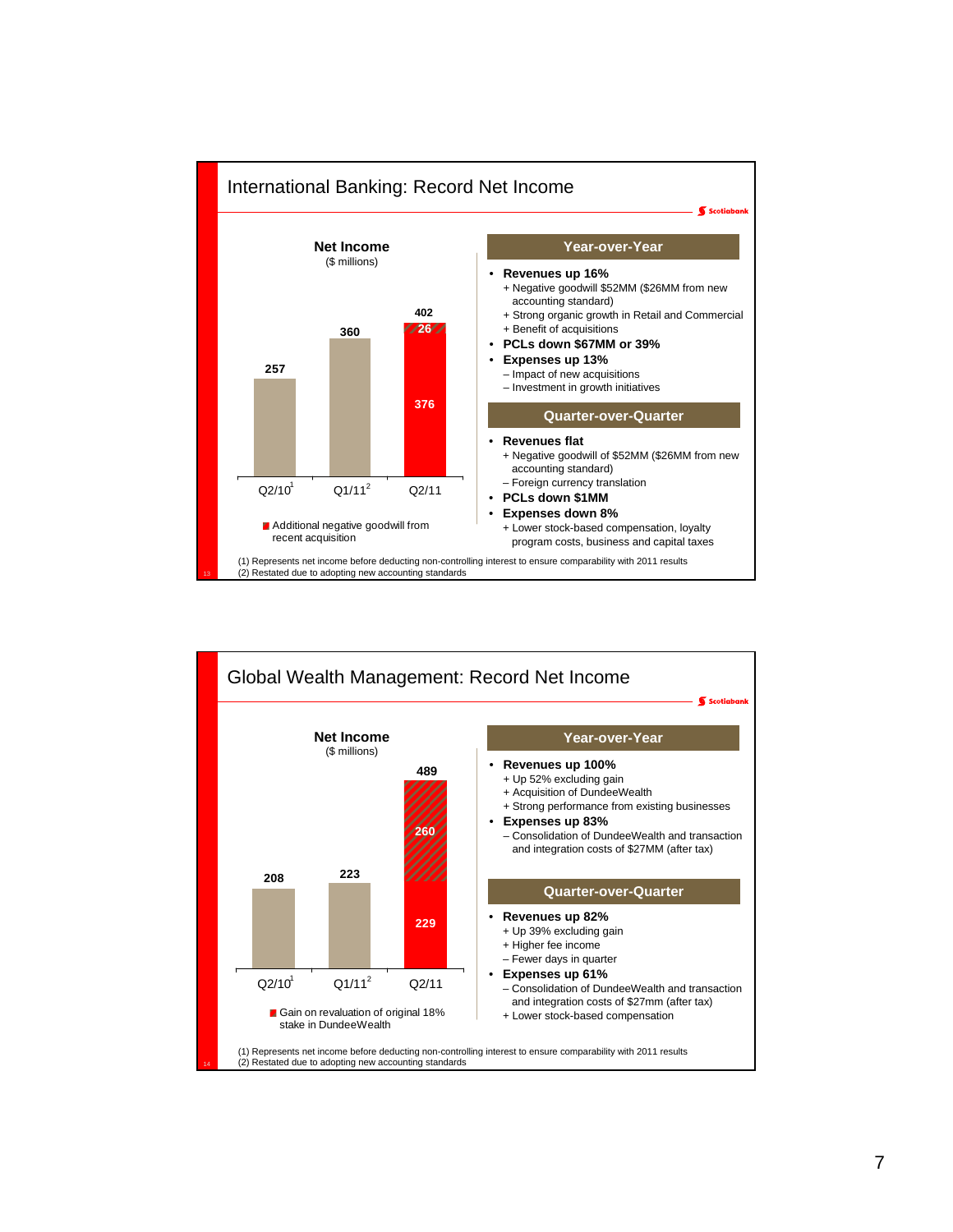## International Banking: Record Net Income

**Net Income**
($ millions)

| | Q2/10[1] | Q1/11[2] | Q2/11 |
|---|---|---|---|
| Net Income | 257 | 360 | 402 (376 + 26) |

Additional negative goodwill from recent acquisition

### Year-over-Year

- **Revenues up 16%**
  - + Negative goodwill $52MM ($26MM from new accounting standard)
  - + Strong organic growth in Retail and Commercial
  - + Benefit of acquisitions
- **PCLs down $67MM or 39%**
- **Expenses up 13%**
  - – Impact of new acquisitions
  - – Investment in growth initiatives

### Quarter-over-Quarter

- **Revenues flat**
  - + Negative goodwill of $52MM ($26MM from new accounting standard)
  - – Foreign currency translation
- **PCLs down $1MM**
- **Expenses down 8%**
  - + Lower stock-based compensation, loyalty program costs, business and capital taxes

(1) Represents net income before deducting non-controlling interest to ensure comparability with 2011 results
(2) Restated due to adopting new accounting standards

## Global Wealth Management: Record Net Income

**Net Income**
($ millions)

| | Q2/10[1] | Q1/11[2] | Q2/11 |
|---|---|---|---|
| Net Income | 208 | 223 | 489 (229 + 260) |

Gain on revaluation of original 18% stake in DundeeWealth

### Year-over-Year

- **Revenues up 100%**
  - + Up 52% excluding gain
  - + Acquisition of DundeeWealth
  - + Strong performance from existing businesses
- **Expenses up 83%**
  - – Consolidation of DundeeWealth and transaction and integration costs of $27MM (after tax)

### Quarter-over-Quarter

- **Revenues up 82%**
  - + Up 39% excluding gain
  - + Higher fee income
  - – Fewer days in quarter
- **Expenses up 61%**
  - – Consolidation of DundeeWealth and transaction and integration costs of $27mm (after tax)
  - + Lower stock-based compensation

(1) Represents net income before deducting non-controlling interest to ensure comparability with 2011 results
(2) Restated due to adopting new accounting standards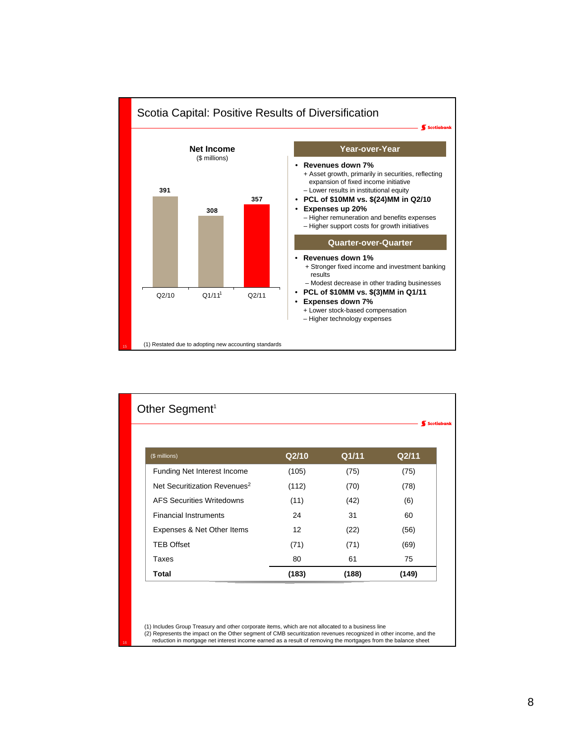## Scotia Capital: Positive Results of Diversification

**Net Income**
($ millions)

| Q2/10 | Q1/11[1] | Q2/11 |
|---|---|---|
| 391 | 308 | 357 |

### Year-over-Year

- **Revenues down 7%**
  - \+ Asset growth, primarily in securities, reflecting expansion of fixed income initiative
  - – Lower results in institutional equity
- **PCL of $10MM vs. $(24)MM in Q2/10**
- **Expenses up 20%**
  - – Higher remuneration and benefits expenses
  - – Higher support costs for growth initiatives

### Quarter-over-Quarter

- **Revenues down 1%**
  - \+ Stronger fixed income and investment banking results
  - – Modest decrease in other trading businesses
- **PCL of $10MM vs. $(3)MM in Q1/11**
- **Expenses down 7%**
  - \+ Lower stock-based compensation
  - – Higher technology expenses

(1) Restated due to adopting new accounting standards

## Other Segment[1]

| ($ millions) | Q2/10 | Q1/11 | Q2/11 |
|---|---|---|---|
| Funding Net Interest Income | (105) | (75) | (75) |
| Net Securitization Revenues[2] | (112) | (70) | (78) |
| AFS Securities Writedowns | (11) | (42) | (6) |
| Financial Instruments | 24 | 31 | 60 |
| Expenses & Net Other Items | 12 | (22) | (56) |
| TEB Offset | (71) | (71) | (69) |
| Taxes | 80 | 61 | 75 |
| **Total** | **(183)** | **(188)** | **(149)** |

(1) Includes Group Treasury and other corporate items, which are not allocated to a business line
(2) Represents the impact on the Other segment of CMB securitization revenues recognized in other income, and the reduction in mortgage net interest income earned as a result of removing the mortgages from the balance sheet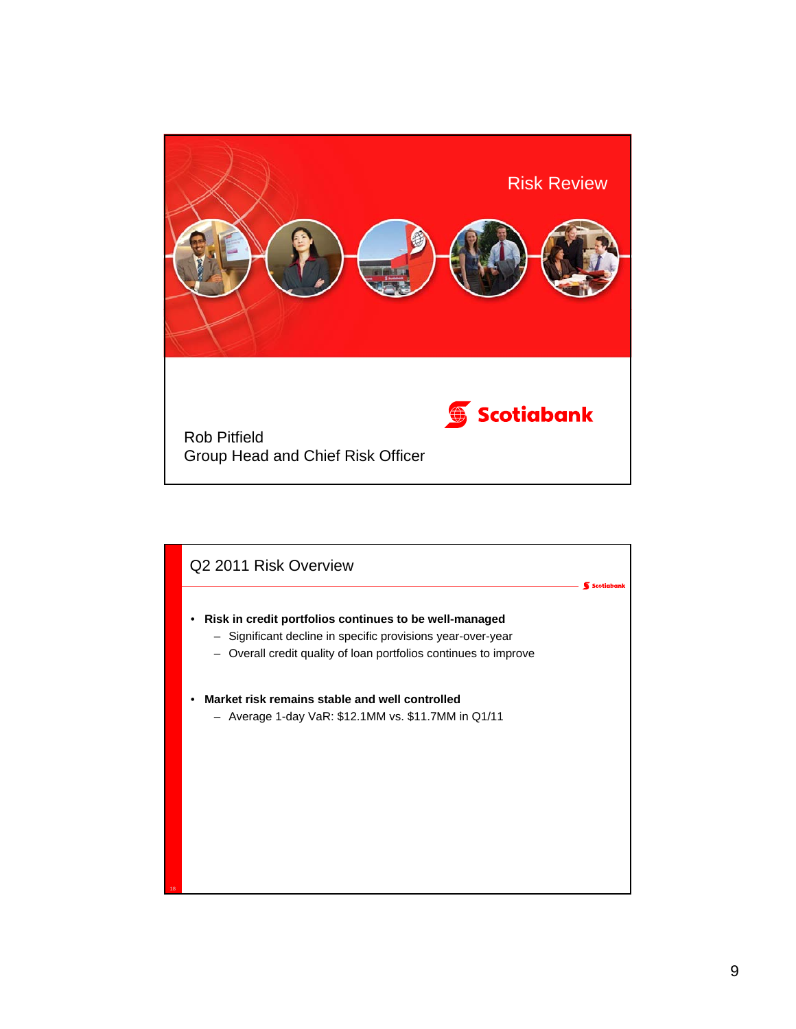# Risk Review

Scotiabank

Rob Pitfield
Group Head and Chief Risk Officer

## Q2 2011 Risk Overview

- **Risk in credit portfolios continues to be well-managed**
  - Significant decline in specific provisions year-over-year
  - Overall credit quality of loan portfolios continues to improve
- **Market risk remains stable and well controlled**
  - Average 1-day VaR: $12.1MM vs. $11.7MM in Q1/11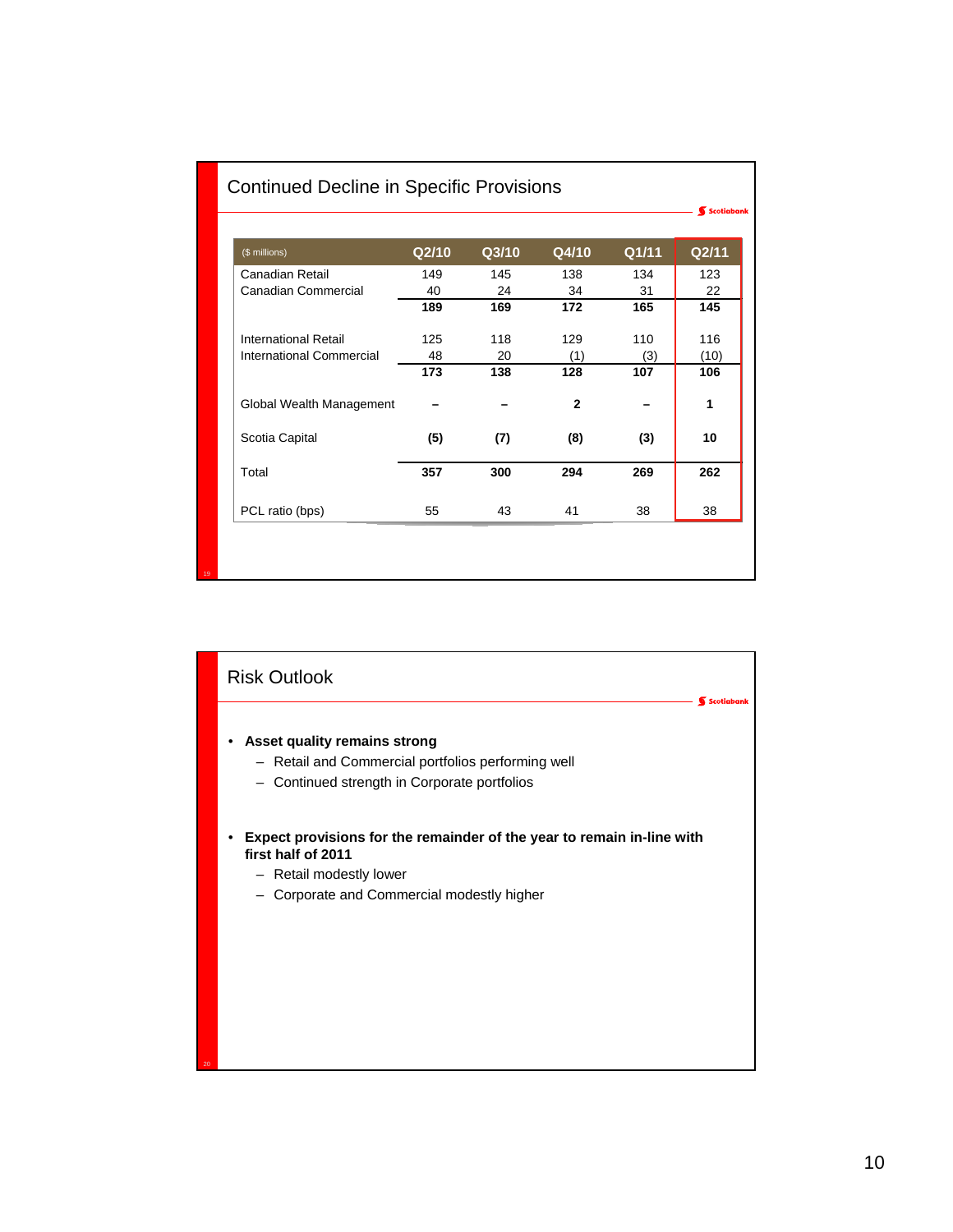## Continued Decline in Specific Provisions

| ($ millions) | Q2/10 | Q3/10 | Q4/10 | Q1/11 | Q2/11 |
|---|---|---|---|---|---|
| Canadian Retail | 149 | 145 | 138 | 134 | 123 |
| Canadian Commercial | 40 | 24 | 34 | 31 | 22 |
| | **189** | **169** | **172** | **165** | **145** |
| International Retail | 125 | 118 | 129 | 110 | 116 |
| International Commercial | 48 | 20 | (1) | (3) | (10) |
| | **173** | **138** | **128** | **107** | **106** |
| Global Wealth Management | **–** | **–** | **2** | **–** | **1** |
| Scotia Capital | **(5)** | **(7)** | **(8)** | **(3)** | **10** |
| Total | **357** | **300** | **294** | **269** | **262** |
| PCL ratio (bps) | 55 | 43 | 41 | 38 | 38 |

## Risk Outlook

- **Asset quality remains strong**
  - Retail and Commercial portfolios performing well
  - Continued strength in Corporate portfolios
- **Expect provisions for the remainder of the year to remain in-line with first half of 2011**
  - Retail modestly lower
  - Corporate and Commercial modestly higher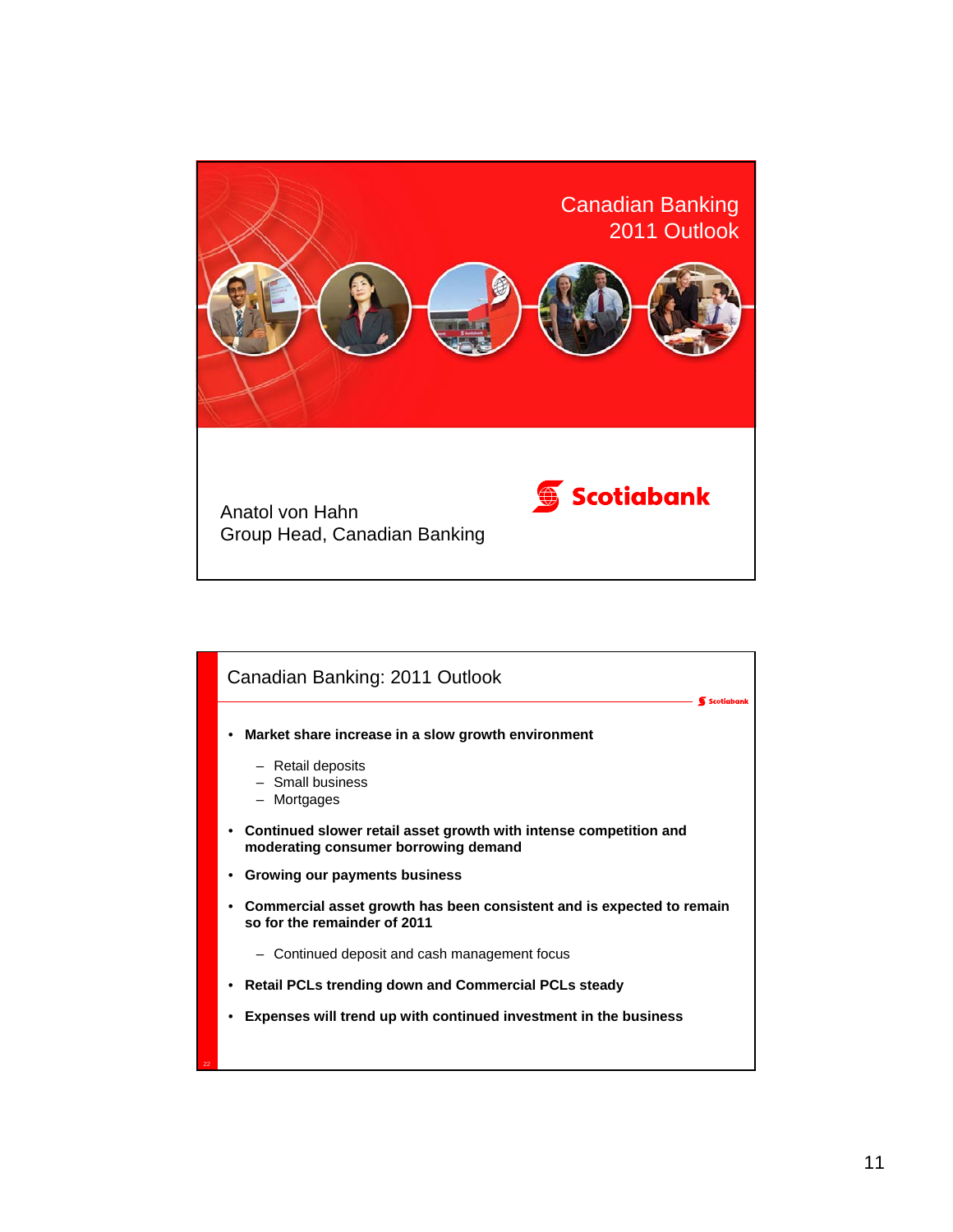# Canadian Banking 2011 Outlook

Anatol von Hahn
Group Head, Canadian Banking

Scotiabank

## Canadian Banking: 2011 Outlook

- **Market share increase in a slow growth environment**
  - Retail deposits
  - Small business
  - Mortgages
- **Continued slower retail asset growth with intense competition and moderating consumer borrowing demand**
- **Growing our payments business**
- **Commercial asset growth has been consistent and is expected to remain so for the remainder of 2011**
  - Continued deposit and cash management focus
- **Retail PCLs trending down and Commercial PCLs steady**
- **Expenses will trend up with continued investment in the business**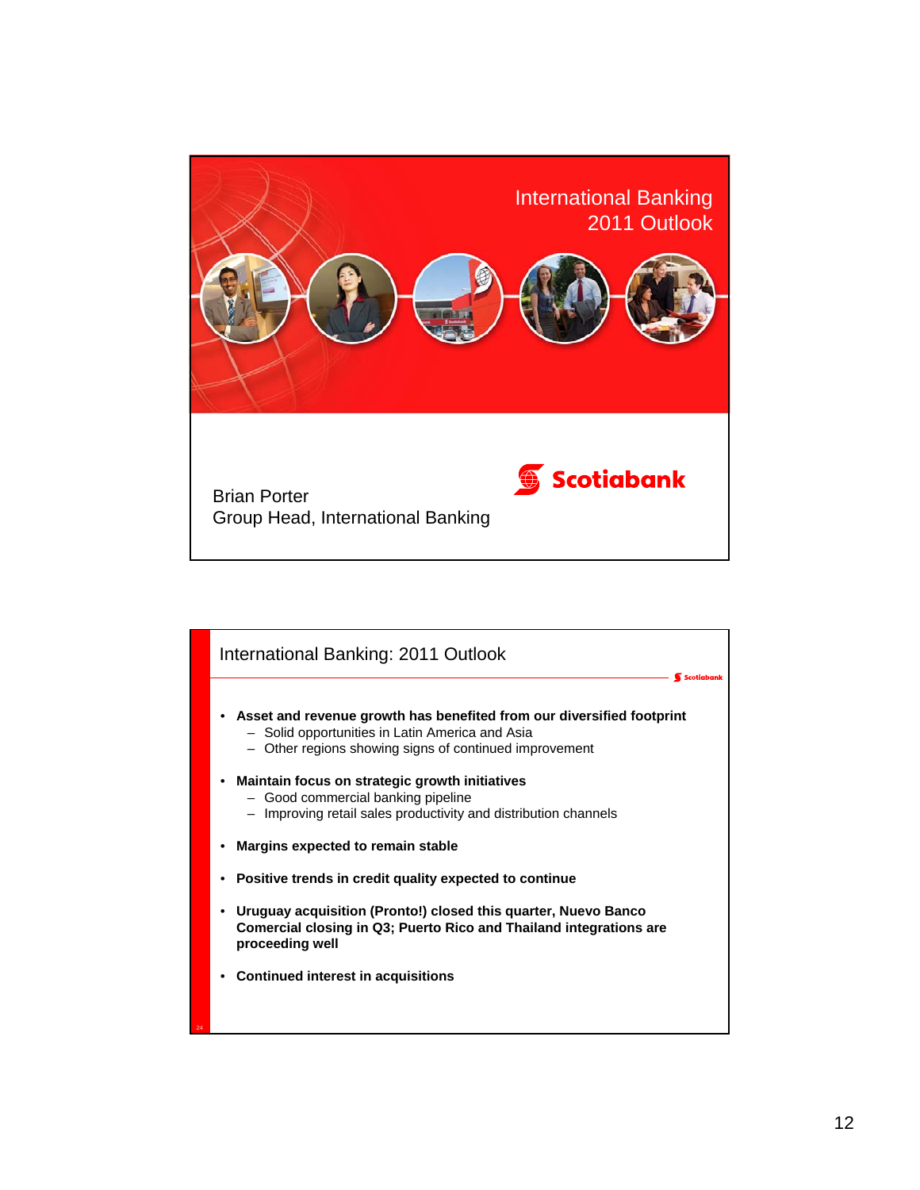# International Banking 2011 Outlook

Scotiabank

Brian Porter
Group Head, International Banking

## International Banking: 2011 Outlook

- **Asset and revenue growth has benefited from our diversified footprint**
  - Solid opportunities in Latin America and Asia
  - Other regions showing signs of continued improvement
- **Maintain focus on strategic growth initiatives**
  - Good commercial banking pipeline
  - Improving retail sales productivity and distribution channels
- **Margins expected to remain stable**
- **Positive trends in credit quality expected to continue**
- **Uruguay acquisition (Pronto!) closed this quarter, Nuevo Banco Comercial closing in Q3; Puerto Rico and Thailand integrations are proceeding well**
- **Continued interest in acquisitions**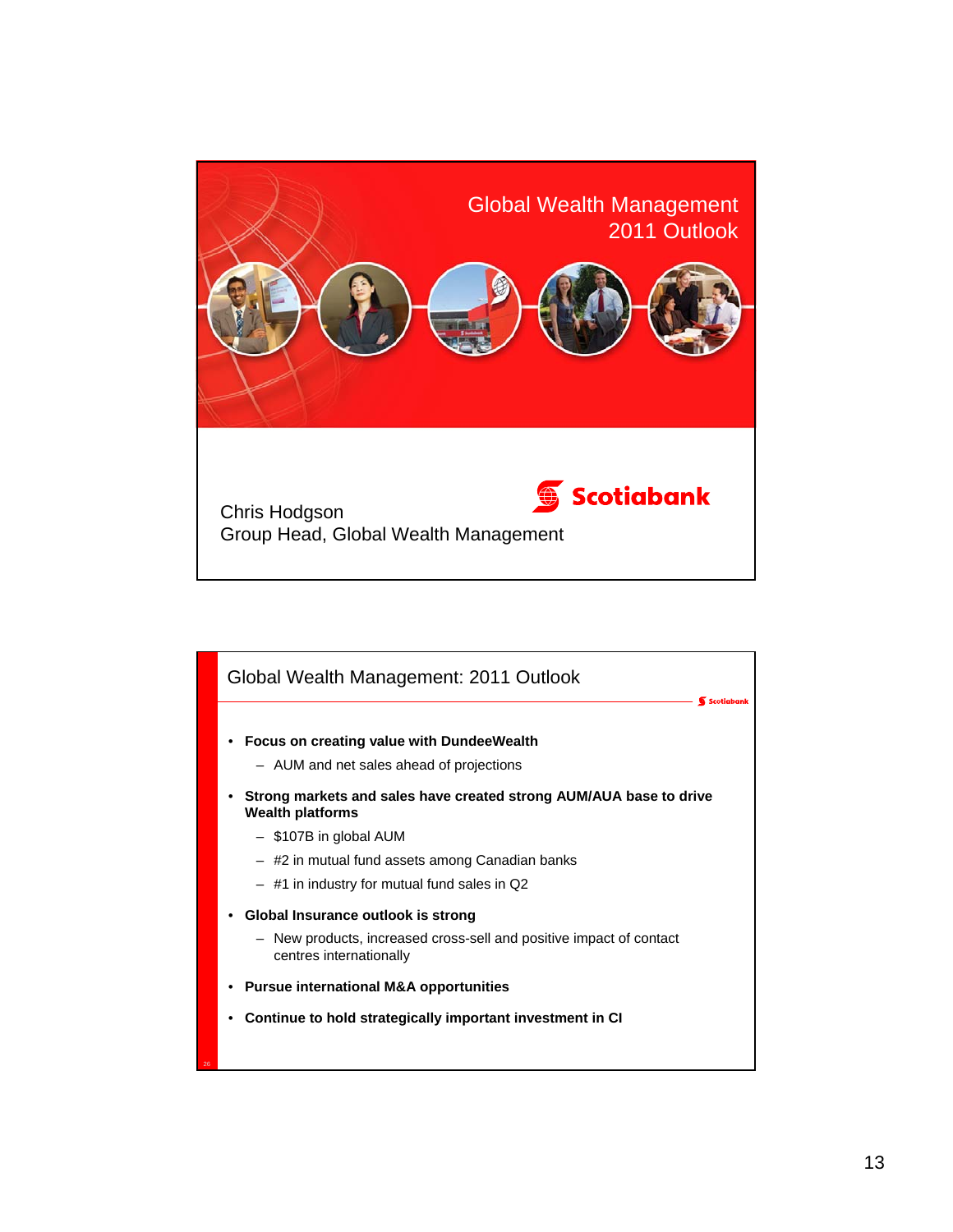# Global Wealth Management 2011 Outlook

Chris Hodgson
Group Head, Global Wealth Management

Scotiabank

## Global Wealth Management: 2011 Outlook

- **Focus on creating value with DundeeWealth**
  - AUM and net sales ahead of projections
- **Strong markets and sales have created strong AUM/AUA base to drive Wealth platforms**
  - $107B in global AUM
  - #2 in mutual fund assets among Canadian banks
  - #1 in industry for mutual fund sales in Q2
- **Global Insurance outlook is strong**
  - New products, increased cross-sell and positive impact of contact centres internationally
- **Pursue international M&A opportunities**
- **Continue to hold strategically important investment in CI**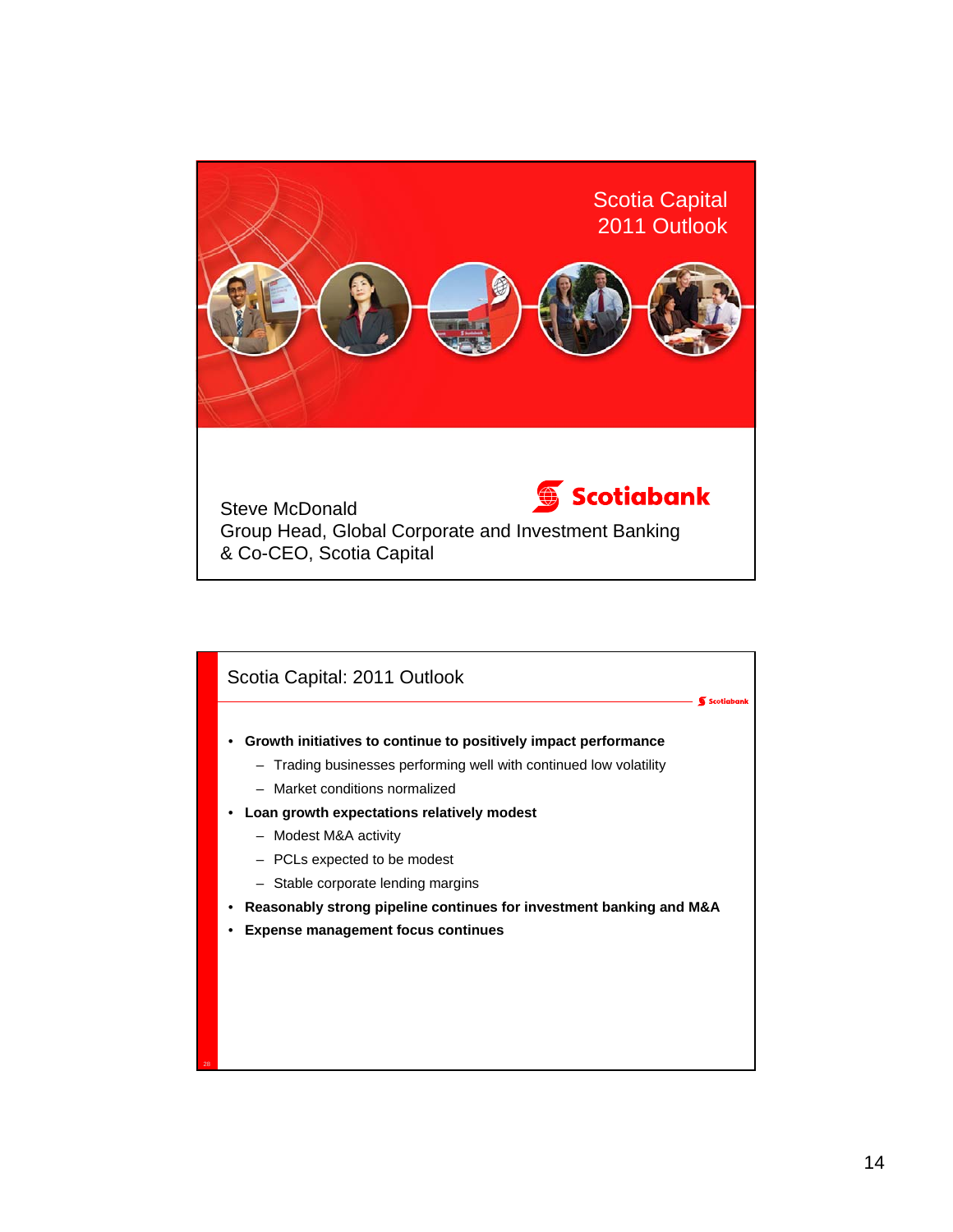# Scotia Capital 2011 Outlook

Scotiabank

Steve McDonald
Group Head, Global Corporate and Investment Banking
& Co-CEO, Scotia Capital

## Scotia Capital: 2011 Outlook

- **Growth initiatives to continue to positively impact performance**
  - Trading businesses performing well with continued low volatility
  - Market conditions normalized
- **Loan growth expectations relatively modest**
  - Modest M&A activity
  - PCLs expected to be modest
  - Stable corporate lending margins
- **Reasonably strong pipeline continues for investment banking and M&A**
- **Expense management focus continues**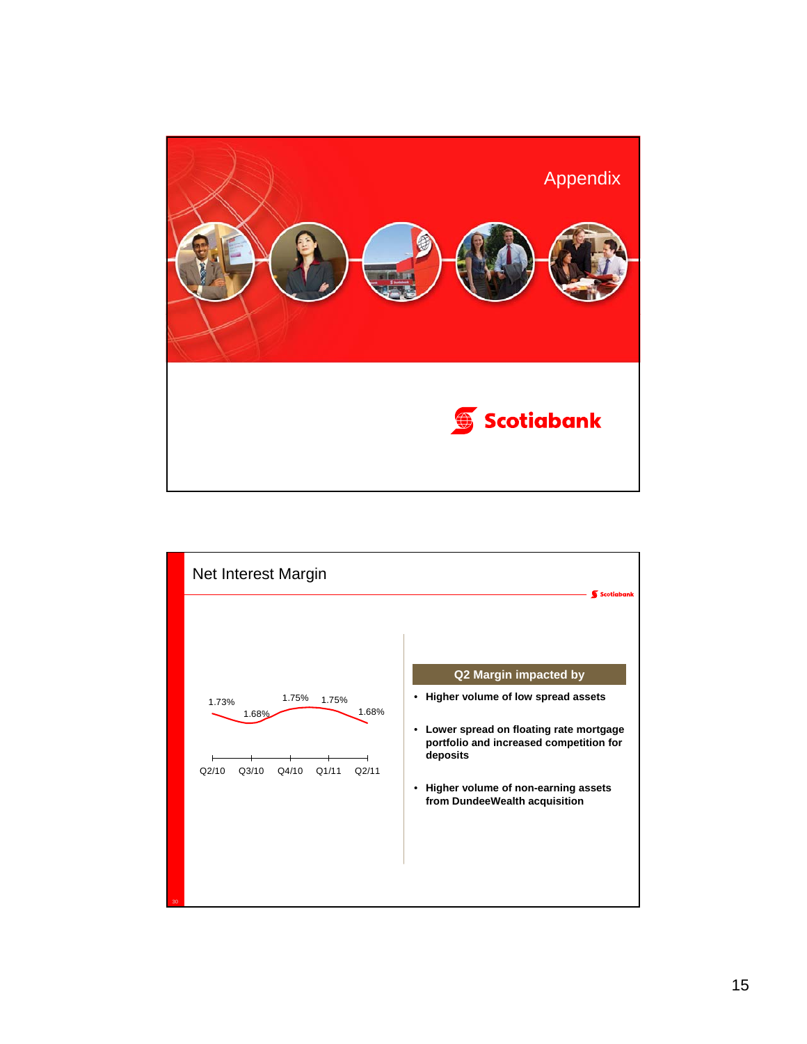# Appendix

Scotiabank

## Net Interest Margin

| Q2/10 | Q3/10 | Q4/10 | Q1/11 | Q2/11 |
|---|---|---|---|---|
| 1.73% | 1.68% | 1.75% | 1.75% | 1.68% |

**Q2 Margin impacted by**

- **Higher volume of low spread assets**
- **Lower spread on floating rate mortgage portfolio and increased competition for deposits**
- **Higher volume of non-earning assets from DundeeWealth acquisition**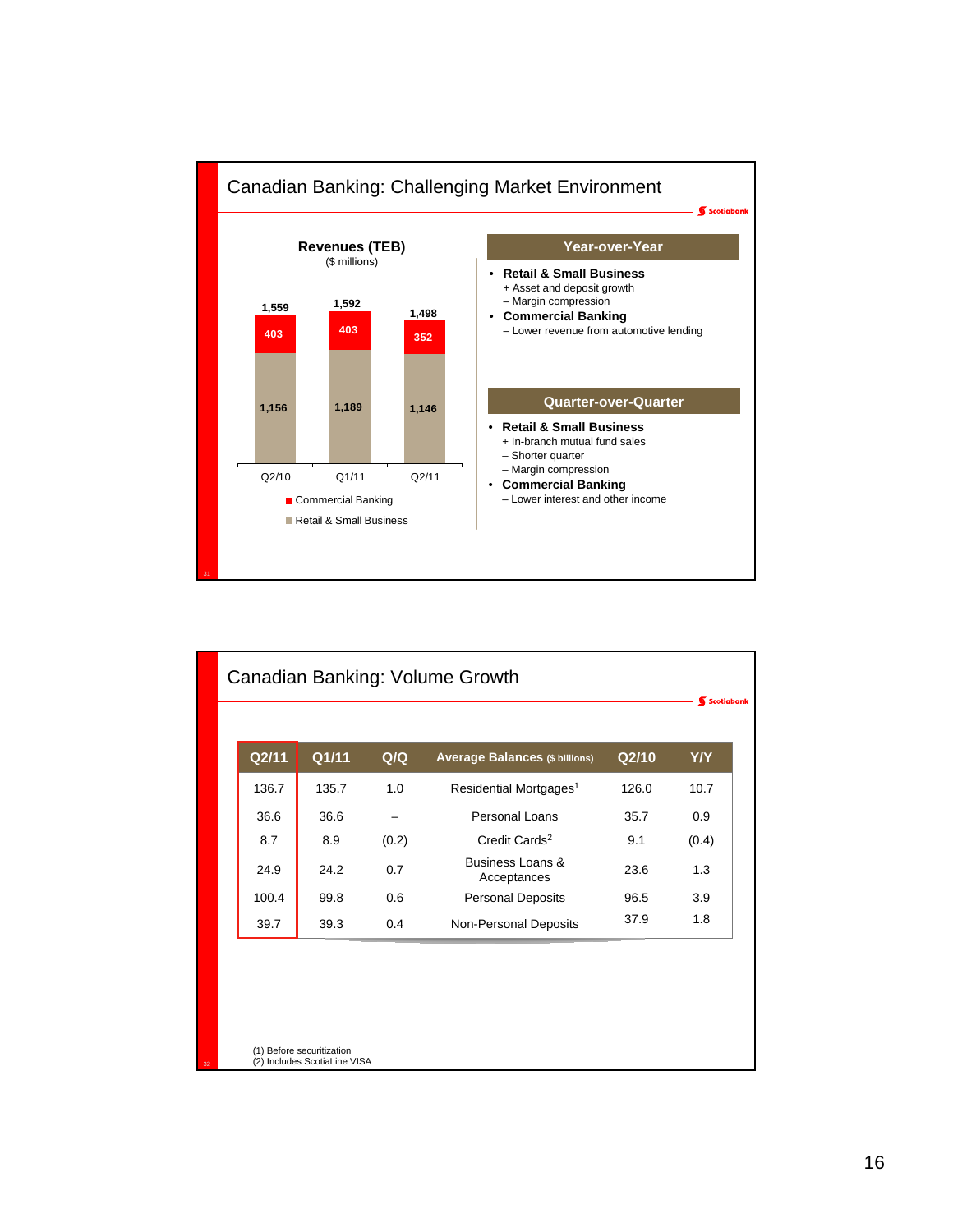## Canadian Banking: Challenging Market Environment

**Revenues (TEB)**
($ millions)

| | Q2/10 | Q1/11 | Q2/11 |
|---|---|---|---|
| Commercial Banking | 403 | 403 | 352 |
| Retail & Small Business | 1,156 | 1,189 | 1,146 |
| Total | 1,559 | 1,592 | 1,498 |

### Year-over-Year

- **Retail & Small Business**
  - + Asset and deposit growth
  - – Margin compression
- **Commercial Banking**
  - – Lower revenue from automotive lending

### Quarter-over-Quarter

- **Retail & Small Business**
  - + In-branch mutual fund sales
  - – Shorter quarter
  - – Margin compression
- **Commercial Banking**
  - – Lower interest and other income

## Canadian Banking: Volume Growth

| Q2/11 | Q1/11 | Q/Q | Average Balances ($ billions) | Q2/10 | Y/Y |
|---|---|---|---|---|---|
| 136.7 | 135.7 | 1.0 | Residential Mortgages[1] | 126.0 | 10.7 |
| 36.6 | 36.6 | – | Personal Loans | 35.7 | 0.9 |
| 8.7 | 8.9 | (0.2) | Credit Cards[2] | 9.1 | (0.4) |
| 24.9 | 24.2 | 0.7 | Business Loans & Acceptances | 23.6 | 1.3 |
| 100.4 | 99.8 | 0.6 | Personal Deposits | 96.5 | 3.9 |
| 39.7 | 39.3 | 0.4 | Non-Personal Deposits | 37.9 | 1.8 |

(1) Before securitization
(2) Includes ScotiaLine VISA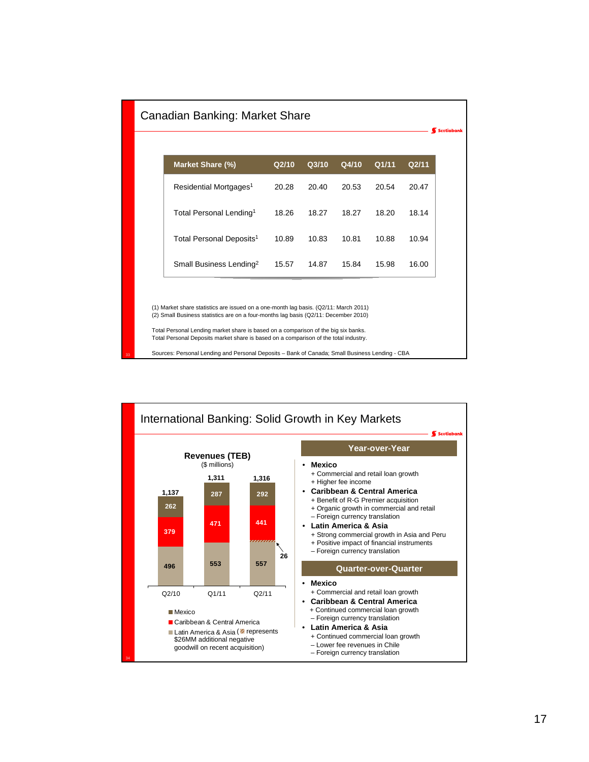## Canadian Banking: Market Share

| Market Share (%) | Q2/10 | Q3/10 | Q4/10 | Q1/11 | Q2/11 |
|---|---|---|---|---|---|
| Residential Mortgages[1] | 20.28 | 20.40 | 20.53 | 20.54 | 20.47 |
| Total Personal Lending[1] | 18.26 | 18.27 | 18.27 | 18.20 | 18.14 |
| Total Personal Deposits[1] | 10.89 | 10.83 | 10.81 | 10.88 | 10.94 |
| Small Business Lending[2] | 15.57 | 14.87 | 15.84 | 15.98 | 16.00 |

(1) Market share statistics are issued on a one-month lag basis. (Q2/11: March 2011)
(2) Small Business statistics are on a four-months lag basis (Q2/11: December 2010)

Total Personal Lending market share is based on a comparison of the big six banks.
Total Personal Deposits market share is based on a comparison of the total industry.

Sources: Personal Lending and Personal Deposits – Bank of Canada; Small Business Lending - CBA

## International Banking: Solid Growth in Key Markets

**Revenues (TEB)**
($ millions)

| | Q2/10 | Q1/11 | Q2/11 |
|---|---|---|---|
| Mexico | 262 | 287 | 292 |
| Caribbean & Central America | 379 | 471 | 441 |
| Latin America & Asia | 496 | 553 | 557 |
| Total | 1,137 | 1,311 | 1,316 |

Latin America & Asia (hatched area represents $26MM additional negative goodwill on recent acquisition) – 26

### Year-over-Year

- **Mexico**
  - + Commercial and retail loan growth
  - + Higher fee income
- **Caribbean & Central America**
  - + Benefit of R-G Premier acquisition
  - + Organic growth in commercial and retail
  - – Foreign currency translation
- **Latin America & Asia**
  - + Strong commercial growth in Asia and Peru
  - + Positive impact of financial instruments
  - – Foreign currency translation

### Quarter-over-Quarter

- **Mexico**
  - + Commercial and retail loan growth
- **Caribbean & Central America**
  - + Continued commercial loan growth
  - – Foreign currency translation
- **Latin America & Asia**
  - + Continued commercial loan growth
  - – Lower fee revenues in Chile
  - – Foreign currency translation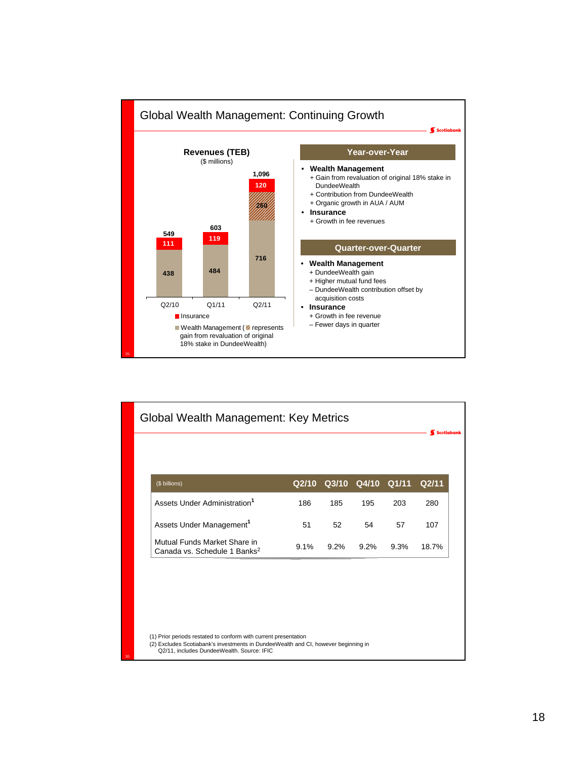## Global Wealth Management: Continuing Growth

**Revenues (TEB)**
($ millions)

| | Q2/10 | Q1/11 | Q2/11 |
|---|---|---|---|
| Insurance | 111 | 119 | 120 |
| Gain from revaluation of original 18% stake in DundeeWealth | | | 260 |
| Wealth Management | 438 | 484 | 716 |
| Total | 549 | 603 | 1,096 |

Insurance

Wealth Management (represents gain from revaluation of original 18% stake in DundeeWealth)

### Year-over-Year

- **Wealth Management**
  - + Gain from revaluation of original 18% stake in DundeeWealth
  - + Contribution from DundeeWealth
  - + Organic growth in AUA / AUM
- **Insurance**
  - + Growth in fee revenues

### Quarter-over-Quarter

- **Wealth Management**
  - + DundeeWealth gain
  - + Higher mutual fund fees
  - – DundeeWealth contribution offset by acquisition costs
- **Insurance**
  - + Growth in fee revenue
  - – Fewer days in quarter

## Global Wealth Management: Key Metrics

| ($ billions) | Q2/10 | Q3/10 | Q4/10 | Q1/11 | Q2/11 |
|---|---|---|---|---|---|
| Assets Under Administration[1] | 186 | 185 | 195 | 203 | 280 |
| Assets Under Management[1] | 51 | 52 | 54 | 57 | 107 |
| Mutual Funds Market Share in Canada vs. Schedule 1 Banks[2] | 9.1% | 9.2% | 9.2% | 9.3% | 18.7% |

(1) Prior periods restated to conform with current presentation
(2) Excludes Scotiabank's investments in DundeeWealth and CI, however beginning in Q2/11, includes DundeeWealth. Source: IFIC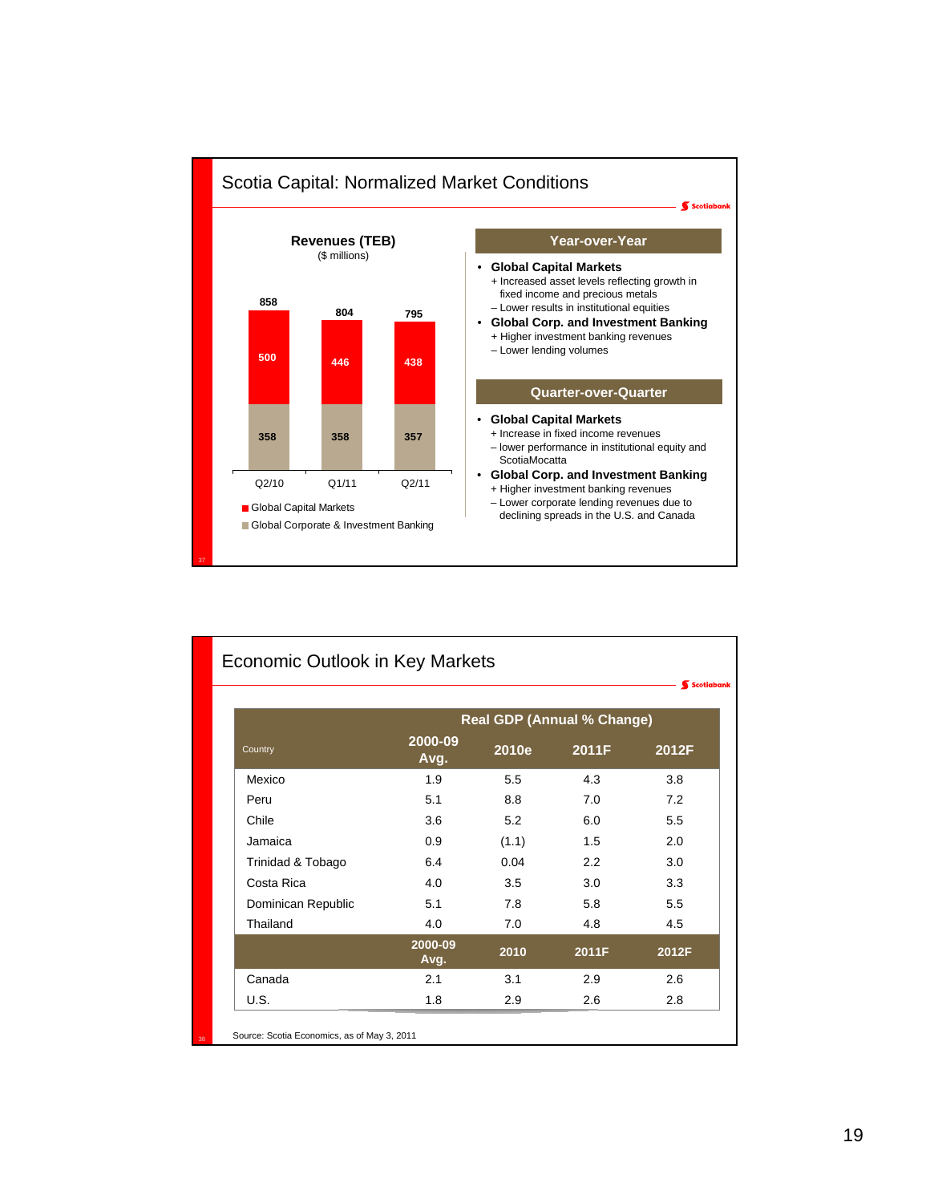## Scotia Capital: Normalized Market Conditions

**Revenues (TEB)**
($ millions)

| | Q2/10 | Q1/11 | Q2/11 |
|---|---|---|---|
| Global Capital Markets | 500 | 446 | 438 |
| Global Corporate & Investment Banking | 358 | 358 | 357 |
| Total | 858 | 804 | 795 |

### Year-over-Year

- **Global Capital Markets**
  - + Increased asset levels reflecting growth in fixed income and precious metals
  - – Lower results in institutional equities
- **Global Corp. and Investment Banking**
  - + Higher investment banking revenues
  - – Lower lending volumes

### Quarter-over-Quarter

- **Global Capital Markets**
  - + Increase in fixed income revenues
  - – lower performance in institutional equity and ScotiaMocatta
- **Global Corp. and Investment Banking**
  - + Higher investment banking revenues
  - – Lower corporate lending revenues due to declining spreads in the U.S. and Canada

## Economic Outlook in Key Markets

| Country | Real GDP (Annual % Change) 2000-09 Avg. | 2010e | 2011F | 2012F |
|---|---|---|---|---|
| Mexico | 1.9 | 5.5 | 4.3 | 3.8 |
| Peru | 5.1 | 8.8 | 7.0 | 7.2 |
| Chile | 3.6 | 5.2 | 6.0 | 5.5 |
| Jamaica | 0.9 | (1.1) | 1.5 | 2.0 |
| Trinidad & Tobago | 6.4 | 0.04 | 2.2 | 3.0 |
| Costa Rica | 4.0 | 3.5 | 3.0 | 3.3 |
| Dominican Republic | 5.1 | 7.8 | 5.8 | 5.5 |
| Thailand | 4.0 | 7.0 | 4.8 | 4.5 |
| | **2000-09 Avg.** | **2010** | **2011F** | **2012F** |
| Canada | 2.1 | 3.1 | 2.9 | 2.6 |
| U.S. | 1.8 | 2.9 | 2.6 | 2.8 |

Source: Scotia Economics, as of May 3, 2011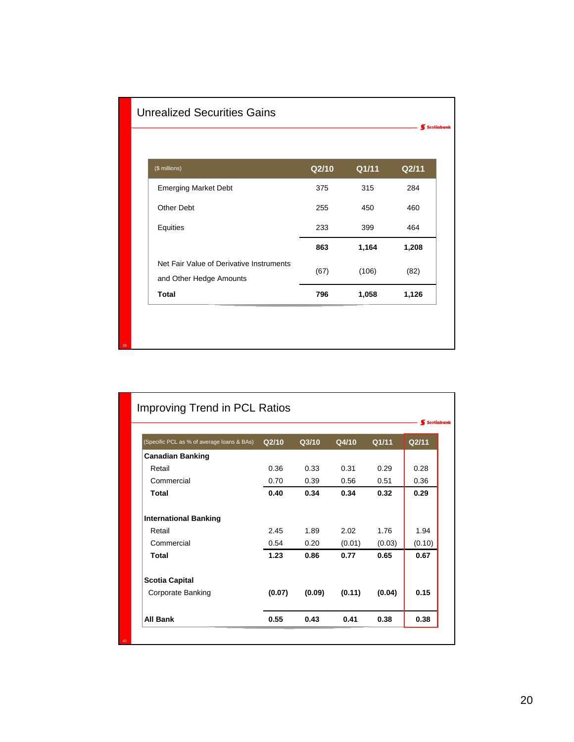## Unrealized Securities Gains

| ($ millions) | Q2/10 | Q1/11 | Q2/11 |
|---|---|---|---|
| Emerging Market Debt | 375 | 315 | 284 |
| Other Debt | 255 | 450 | 460 |
| Equities | 233 | 399 | 464 |
| | **863** | **1,164** | **1,208** |
| Net Fair Value of Derivative Instruments and Other Hedge Amounts | (67) | (106) | (82) |
| **Total** | **796** | **1,058** | **1,126** |

## Improving Trend in PCL Ratios

| (Specific PCL as % of average loans & BAs) | Q2/10 | Q3/10 | Q4/10 | Q1/11 | Q2/11 |
|---|---|---|---|---|---|
| **Canadian Banking** | | | | | |
| Retail | 0.36 | 0.33 | 0.31 | 0.29 | 0.28 |
| Commercial | 0.70 | 0.39 | 0.56 | 0.51 | 0.36 |
| **Total** | **0.40** | **0.34** | **0.34** | **0.32** | **0.29** |
| **International Banking** | | | | | |
| Retail | 2.45 | 1.89 | 2.02 | 1.76 | 1.94 |
| Commercial | 0.54 | 0.20 | (0.01) | (0.03) | (0.10) |
| **Total** | **1.23** | **0.86** | **0.77** | **0.65** | **0.67** |
| **Scotia Capital** | | | | | |
| Corporate Banking | **(0.07)** | **(0.09)** | **(0.11)** | **(0.04)** | **0.15** |
| **All Bank** | **0.55** | **0.43** | **0.41** | **0.38** | **0.38** |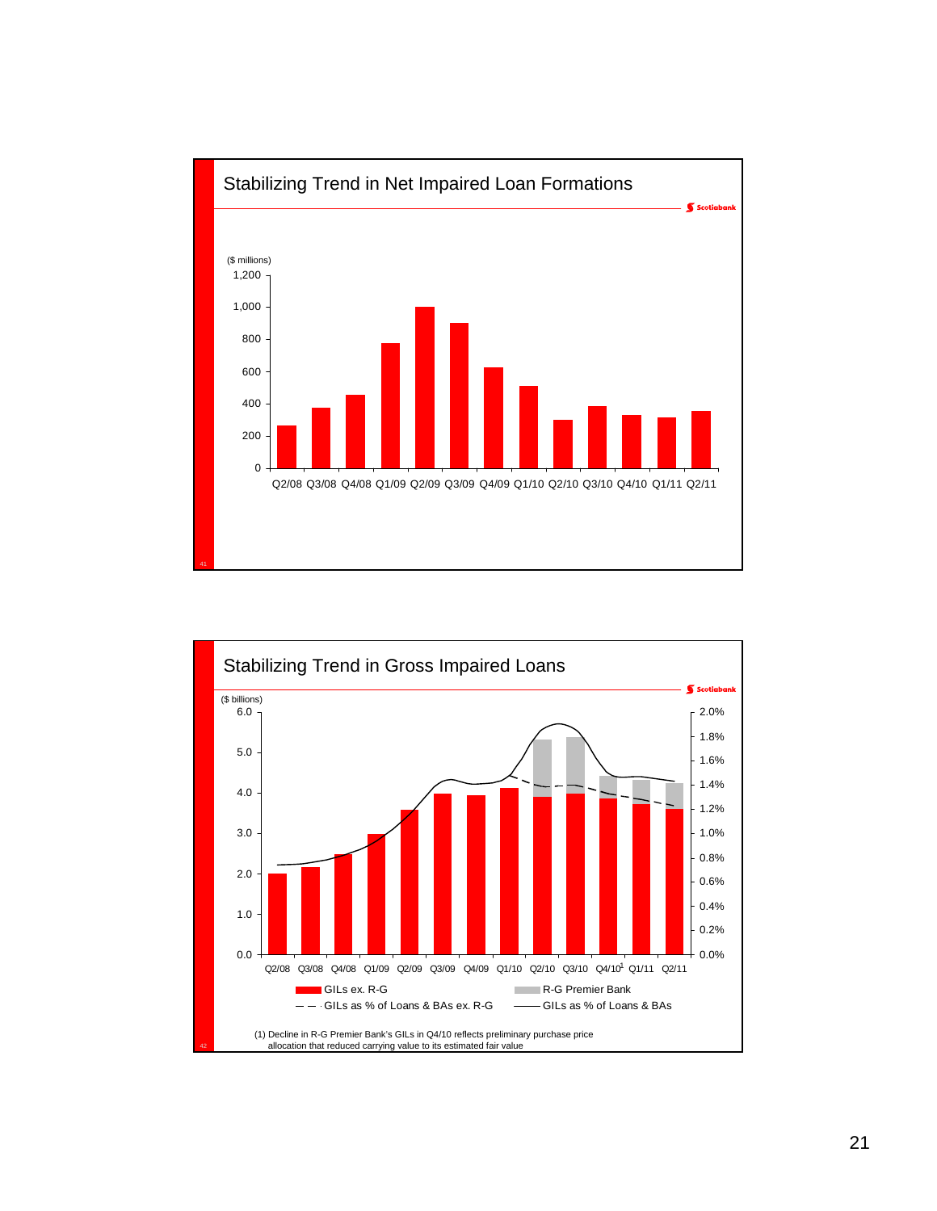## Stabilizing Trend in Net Impaired Loan Formations

($ millions)

1,200
1,000
800
600
400
200
0

Q2/08 Q3/08 Q4/08 Q1/09 Q2/09 Q3/09 Q4/09 Q1/10 Q2/10 Q3/10 Q4/10 Q1/11 Q2/11

## Stabilizing Trend in Gross Impaired Loans

($ billions)

6.0
5.0
4.0
3.0
2.0
1.0
0.0

2.0%
1.8%
1.6%
1.4%
1.2%
1.0%
0.8%
0.6%
0.4%
0.2%
0.0%

Q2/08 Q3/08 Q4/08 Q1/09 Q2/09 Q3/09 Q4/09 Q1/10 Q2/10 Q3/10 Q4/10[1] Q1/11 Q2/11

- GILs ex. R-G
- R-G Premier Bank
- GILs as % of Loans & BAs ex. R-G
- GILs as % of Loans & BAs

(1) Decline in R-G Premier Bank's GILs in Q4/10 reflects preliminary purchase price allocation that reduced carrying value to its estimated fair value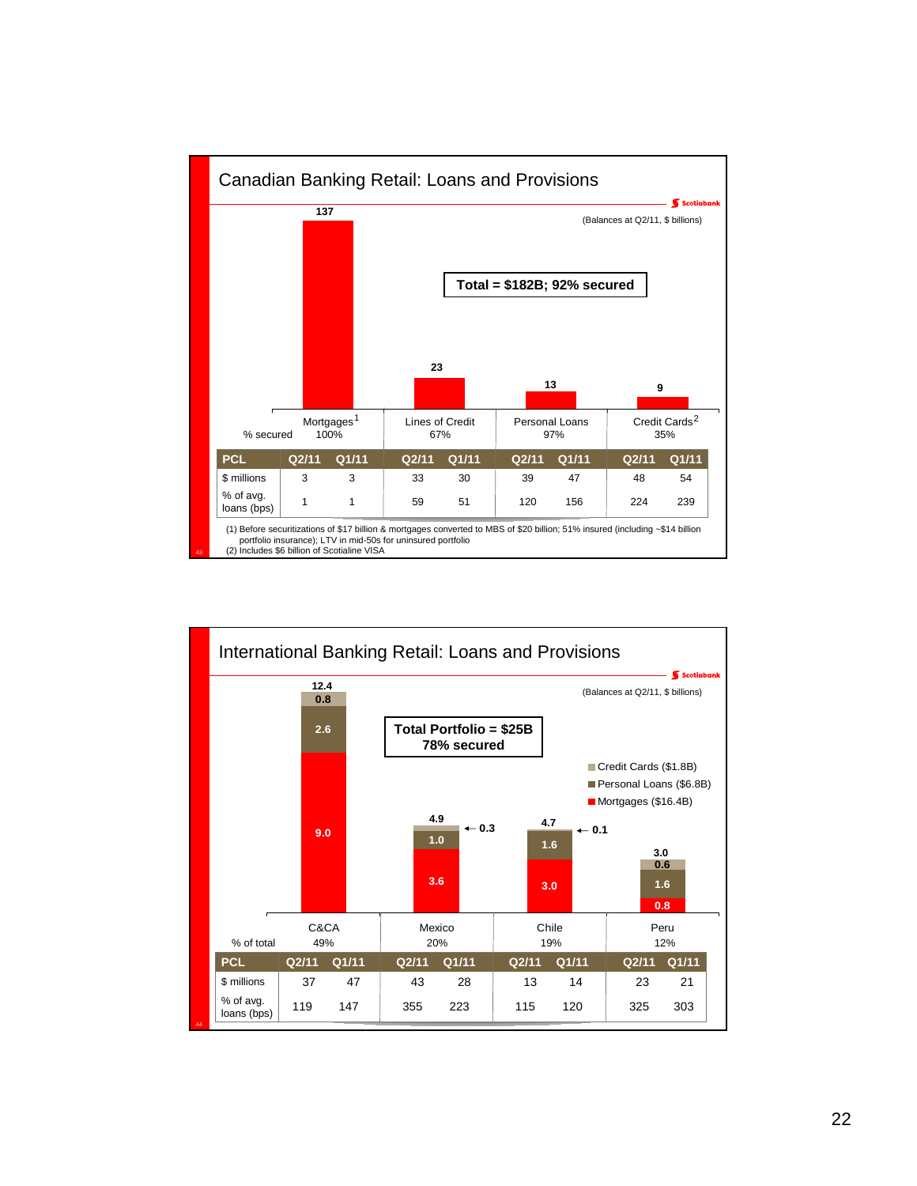## Canadian Banking Retail: Loans and Provisions

(Balances at Q2/11, $ billions)

**Total = $182B; 92% secured**

| | Mortgages[1] | Lines of Credit | Personal Loans | Credit Cards[2] |
|---|---|---|---|---|
| Balance | 137 | 23 | 13 | 9 |
| % secured | 100% | 67% | 97% | 35% |

| PCL | Mortgages Q2/11 | Mortgages Q1/11 | Lines of Credit Q2/11 | Lines of Credit Q1/11 | Personal Loans Q2/11 | Personal Loans Q1/11 | Credit Cards Q2/11 | Credit Cards Q1/11 |
|---|---|---|---|---|---|---|---|---|
| $ millions | 3 | 3 | 33 | 30 | 39 | 47 | 48 | 54 |
| % of avg. loans (bps) | 1 | 1 | 59 | 51 | 120 | 156 | 224 | 239 |

(1) Before securitizations of $17 billion & mortgages converted to MBS of $20 billion; 51% insured (including ~$14 billion portfolio insurance); LTV in mid-50s for uninsured portfolio
(2) Includes $6 billion of Scotialine VISA

## International Banking Retail: Loans and Provisions

(Balances at Q2/11, $ billions)

**Total Portfolio = $25B 78% secured**

| | C&CA | Mexico | Chile | Peru |
|---|---|---|---|---|
| Credit Cards ($1.8B) | 0.8 | 0.3 | 0.1 | 0.6 |
| Personal Loans ($6.8B) | 2.6 | 1.0 | 1.6 | 1.6 |
| Mortgages ($16.4B) | 9.0 | 3.6 | 3.0 | 0.8 |
| Total | 12.4 | 4.9 | 4.7 | 3.0 |
| % of total | 49% | 20% | 19% | 12% |

| PCL | C&CA Q2/11 | C&CA Q1/11 | Mexico Q2/11 | Mexico Q1/11 | Chile Q2/11 | Chile Q1/11 | Peru Q2/11 | Peru Q1/11 |
|---|---|---|---|---|---|---|---|---|
| $ millions | 37 | 47 | 43 | 28 | 13 | 14 | 23 | 21 |
| % of avg. loans (bps) | 119 | 147 | 355 | 223 | 115 | 120 | 325 | 303 |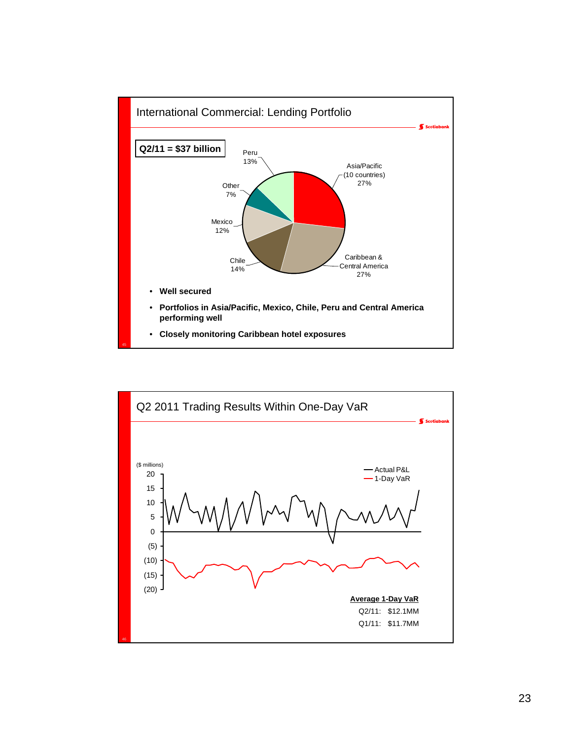## International Commercial: Lending Portfolio

**Q2/11 = $37 billion**

| Region | Share |
|---|---|
| Asia/Pacific (10 countries) | 27% |
| Caribbean & Central America | 27% |
| Chile | 14% |
| Peru | 13% |
| Mexico | 12% |
| Other | 7% |

- **Well secured**
- **Portfolios in Asia/Pacific, Mexico, Chile, Peru and Central America performing well**
- **Closely monitoring Caribbean hotel exposures**

## Q2 2011 Trading Results Within One-Day VaR

($ millions)

Legend: Actual P&L; 1-Day VaR

**Average 1-Day VaR**

Q2/11: $12.1MM

Q1/11: $11.7MM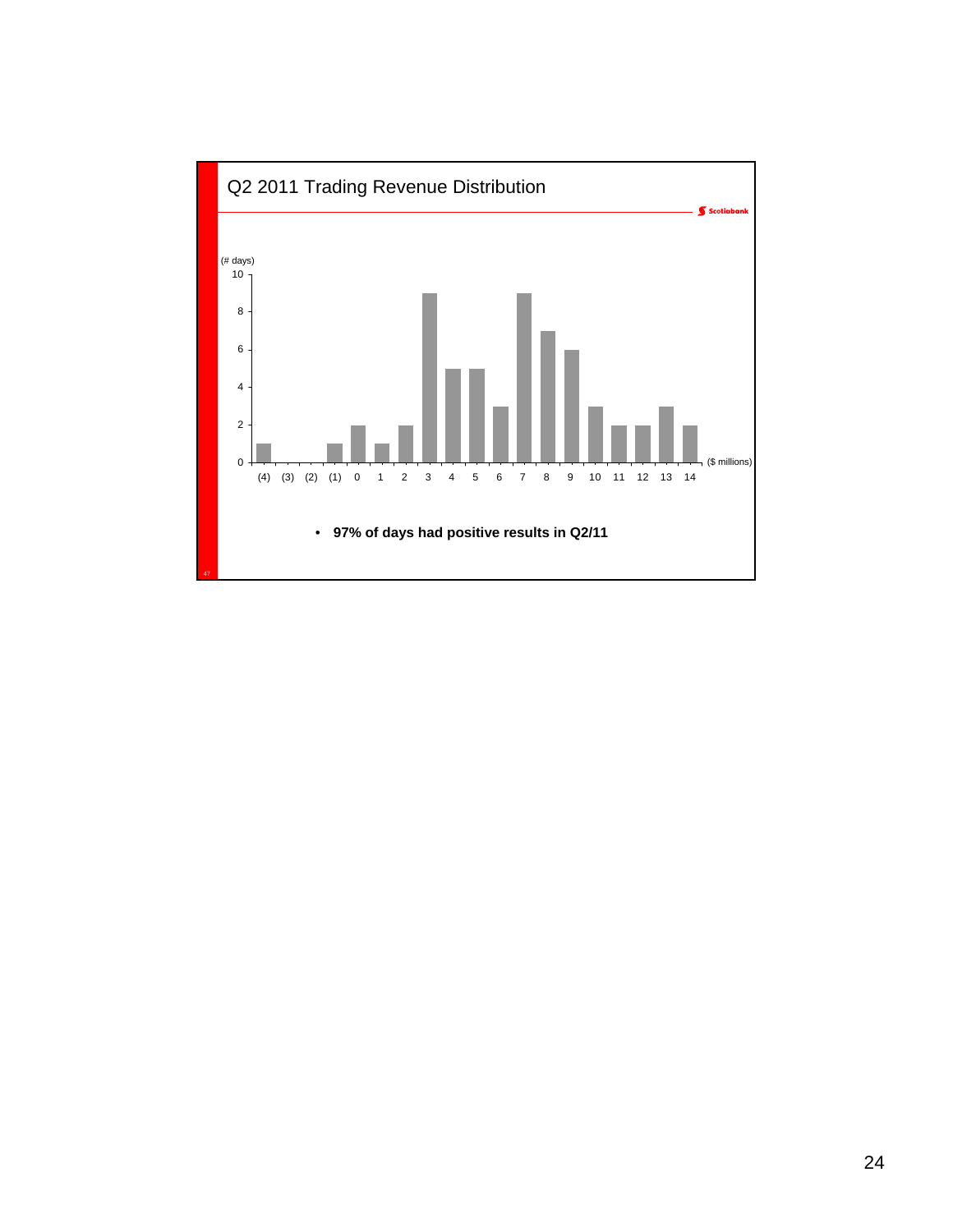# Q2 2011 Trading Revenue Distribution

Scotiabank

(# days)

10

8

6

4

2

0

(4) (3) (2) (1) 0 1 2 3 4 5 6 7 8 9 10 11 12 13 14

($ millions)

- **97% of days had positive results in Q2/11**